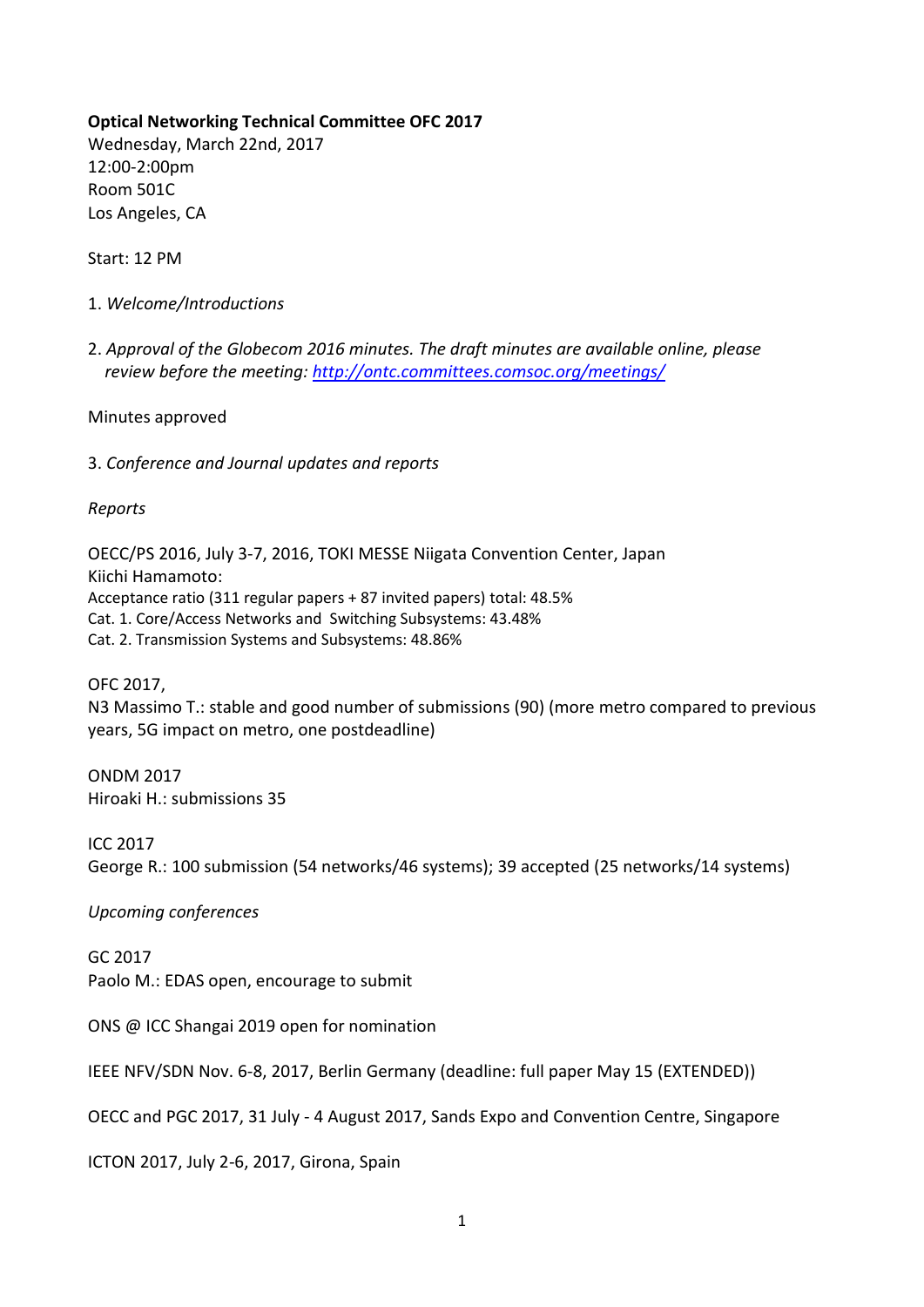**Optical Networking Technical Committee OFC 2017**
Wednesday, March 22nd, 2017
12:00-2:00pm
Room 501C
Los Angeles, CA

Start: 12 PM

1. *Welcome/Introductions*

2. *Approval of the Globecom 2016 minutes. The draft minutes are available online, please review before the meeting: [http://ontc.committees.comsoc.org/meetings/](http://ontc.committees.comsoc.org/meetings/)*

Minutes approved

3. *Conference and Journal updates and reports*

*Reports*

OECC/PS 2016, July 3-7, 2016, TOKI MESSE Niigata Convention Center, Japan
Kiichi Hamamoto:
Acceptance ratio (311 regular papers + 87 invited papers) total: 48.5%
Cat. 1. Core/Access Networks and Switching Subsystems: 43.48%
Cat. 2. Transmission Systems and Subsystems: 48.86%

OFC 2017,
N3 Massimo T.: stable and good number of submissions (90) (more metro compared to previous years, 5G impact on metro, one postdeadline)

ONDM 2017
Hiroaki H.: submissions 35

ICC 2017
George R.: 100 submission (54 networks/46 systems); 39 accepted (25 networks/14 systems)

*Upcoming conferences*

GC 2017
Paolo M.: EDAS open, encourage to submit

ONS @ ICC Shangai 2019 open for nomination

IEEE NFV/SDN Nov. 6-8, 2017, Berlin Germany (deadline: full paper May 15 (EXTENDED))

OECC and PGC 2017, 31 July - 4 August 2017, Sands Expo and Convention Centre, Singapore

ICTON 2017, July 2-6, 2017, Girona, Spain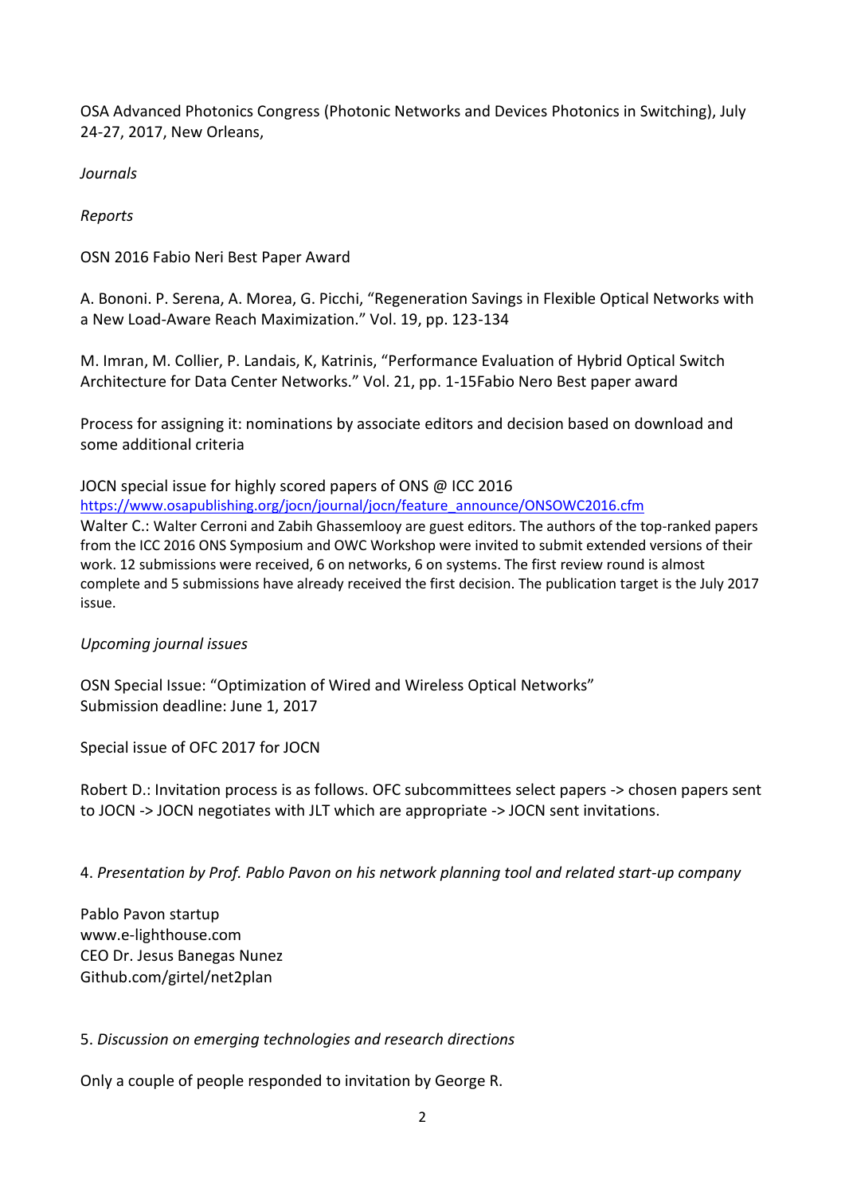OSA Advanced Photonics Congress (Photonic Networks and Devices Photonics in Switching), July 24-27, 2017, New Orleans,

*Journals*

*Reports*

OSN 2016 Fabio Neri Best Paper Award

A. Bononi. P. Serena, A. Morea, G. Picchi, "Regeneration Savings in Flexible Optical Networks with a New Load-Aware Reach Maximization." Vol. 19, pp. 123-134

M. Imran, M. Collier, P. Landais, K, Katrinis, "Performance Evaluation of Hybrid Optical Switch Architecture for Data Center Networks." Vol. 21, pp. 1-15Fabio Nero Best paper award

Process for assigning it: nominations by associate editors and decision based on download and some additional criteria

JOCN special issue for highly scored papers of ONS @ ICC 2016
https://www.osapublishing.org/jocn/journal/jocn/feature_announce/ONSOWC2016.cfm
Walter C.: Walter Cerroni and Zabih Ghassemlooy are guest editors. The authors of the top-ranked papers from the ICC 2016 ONS Symposium and OWC Workshop were invited to submit extended versions of their work. 12 submissions were received, 6 on networks, 6 on systems. The first review round is almost complete and 5 submissions have already received the first decision. The publication target is the July 2017 issue.

*Upcoming journal issues*

OSN Special Issue: "Optimization of Wired and Wireless Optical Networks"
Submission deadline: June 1, 2017

Special issue of OFC 2017 for JOCN

Robert D.: Invitation process is as follows. OFC subcommittees select papers -> chosen papers sent to JOCN -> JOCN negotiates with JLT which are appropriate -> JOCN sent invitations.

4. *Presentation by Prof. Pablo Pavon on his network planning tool and related start-up company*

Pablo Pavon startup
www.e-lighthouse.com
CEO Dr. Jesus Banegas Nunez
Github.com/girtel/net2plan

5. *Discussion on emerging technologies and research directions*

Only a couple of people responded to invitation by George R.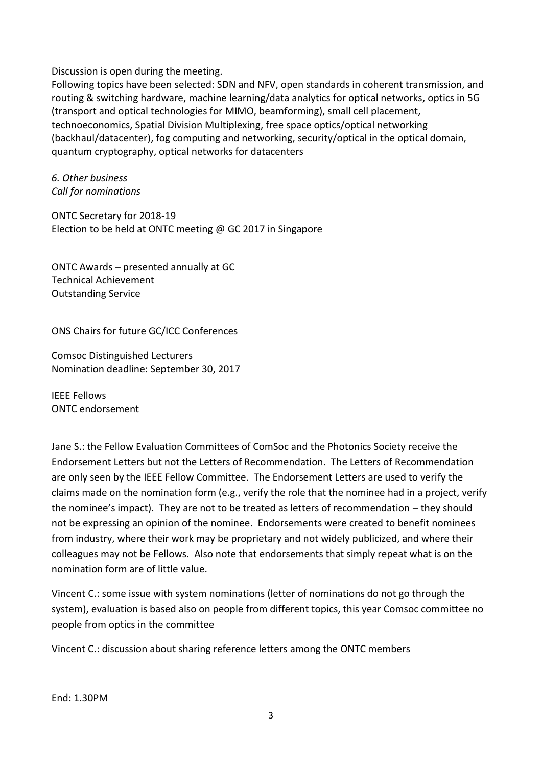Discussion is open during the meeting.
Following topics have been selected: SDN and NFV, open standards in coherent transmission, and routing & switching hardware, machine learning/data analytics for optical networks, optics in 5G (transport and optical technologies for MIMO, beamforming), small cell placement, technoeconomics, Spatial Division Multiplexing, free space optics/optical networking (backhaul/datacenter), fog computing and networking, security/optical in the optical domain, quantum cryptography, optical networks for datacenters

*6. Other business*
*Call for nominations*

ONTC Secretary for 2018-19
Election to be held at ONTC meeting @ GC 2017 in Singapore

ONTC Awards – presented annually at GC
Technical Achievement
Outstanding Service

ONS Chairs for future GC/ICC Conferences

Comsoc Distinguished Lecturers
Nomination deadline: September 30, 2017

IEEE Fellows
ONTC endorsement

Jane S.: the Fellow Evaluation Committees of ComSoc and the Photonics Society receive the Endorsement Letters but not the Letters of Recommendation. The Letters of Recommendation are only seen by the IEEE Fellow Committee. The Endorsement Letters are used to verify the claims made on the nomination form (e.g., verify the role that the nominee had in a project, verify the nominee's impact). They are not to be treated as letters of recommendation – they should not be expressing an opinion of the nominee. Endorsements were created to benefit nominees from industry, where their work may be proprietary and not widely publicized, and where their colleagues may not be Fellows. Also note that endorsements that simply repeat what is on the nomination form are of little value.

Vincent C.: some issue with system nominations (letter of nominations do not go through the system), evaluation is based also on people from different topics, this year Comsoc committee no people from optics in the committee

Vincent C.: discussion about sharing reference letters among the ONTC members

End: 1.30PM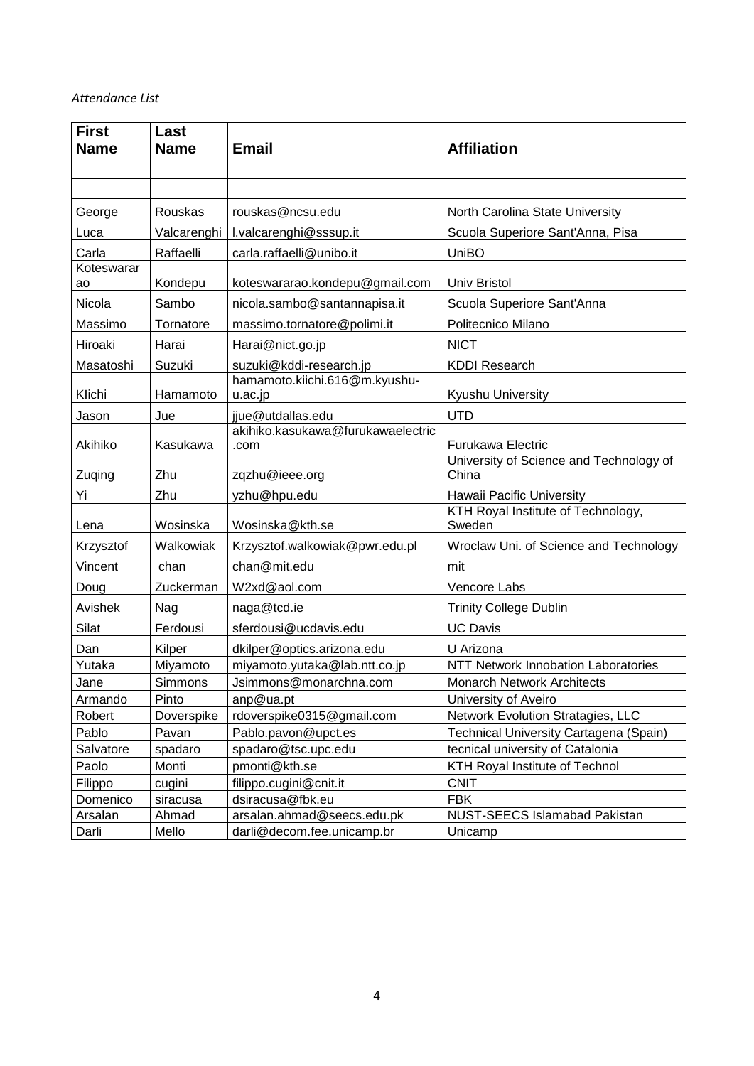*Attendance List*

| First Name | Last Name | Email | Affiliation |
|---|---|---|---|
| | | | |
| | | | |
| George | Rouskas | rouskas@ncsu.edu | North Carolina State University |
| Luca | Valcarenghi | l.valcarenghi@sssup.it | Scuola Superiore Sant'Anna, Pisa |
| Carla | Raffaelli | carla.raffaelli@unibo.it | UniBO |
| Koteswararao | Kondepu | koteswararao.kondepu@gmail.com | Univ Bristol |
| Nicola | Sambo | nicola.sambo@santannapisa.it | Scuola Superiore Sant'Anna |
| Massimo | Tornatore | massimo.tornatore@polimi.it | Politecnico Milano |
| Hiroaki | Harai | Harai@nict.go.jp | NICT |
| Masatoshi | Suzuki | suzuki@kddi-research.jp | KDDI Research |
| KIichi | Hamamoto | hamamoto.kiichi.616@m.kyushu-u.ac.jp | Kyushu University |
| Jason | Jue | jjue@utdallas.edu | UTD |
| Akihiko | Kasukawa | akihiko.kasukawa@furukawaelectric.com | Furukawa Electric |
| Zuqing | Zhu | zqzhu@ieee.org | University of Science and Technology of China |
| Yi | Zhu | yzhu@hpu.edu | Hawaii Pacific University |
| Lena | Wosinska | Wosinska@kth.se | KTH Royal Institute of Technology, Sweden |
| Krzysztof | Walkowiak | Krzysztof.walkowiak@pwr.edu.pl | Wroclaw Uni. of Science and Technology |
| Vincent | chan | chan@mit.edu | mit |
| Doug | Zuckerman | W2xd@aol.com | Vencore Labs |
| Avishek | Nag | naga@tcd.ie | Trinity College Dublin |
| Silat | Ferdousi | sferdousi@ucdavis.edu | UC Davis |
| Dan | Kilper | dkilper@optics.arizona.edu | U Arizona |
| Yutaka | Miyamoto | miyamoto.yutaka@lab.ntt.co.jp | NTT Network Innobation Laboratories |
| Jane | Simmons | Jsimmons@monarchna.com | Monarch Network Architects |
| Armando | Pinto | anp@ua.pt | University of Aveiro |
| Robert | Doverspike | rdoverspike0315@gmail.com | Network Evolution Stratagies, LLC |
| Pablo | Pavan | Pablo.pavon@upct.es | Technical University Cartagena (Spain) |
| Salvatore | spadaro | spadaro@tsc.upc.edu | tecnical university of Catalonia |
| Paolo | Monti | pmonti@kth.se | KTH Royal Institute of Technol |
| Filippo | cugini | filippo.cugini@cnit.it | CNIT |
| Domenico | siracusa | dsiracusa@fbk.eu | FBK |
| Arsalan | Ahmad | arsalan.ahmad@seecs.edu.pk | NUST-SEECS Islamabad Pakistan |
| Darli | Mello | darli@decom.fee.unicamp.br | Unicamp |